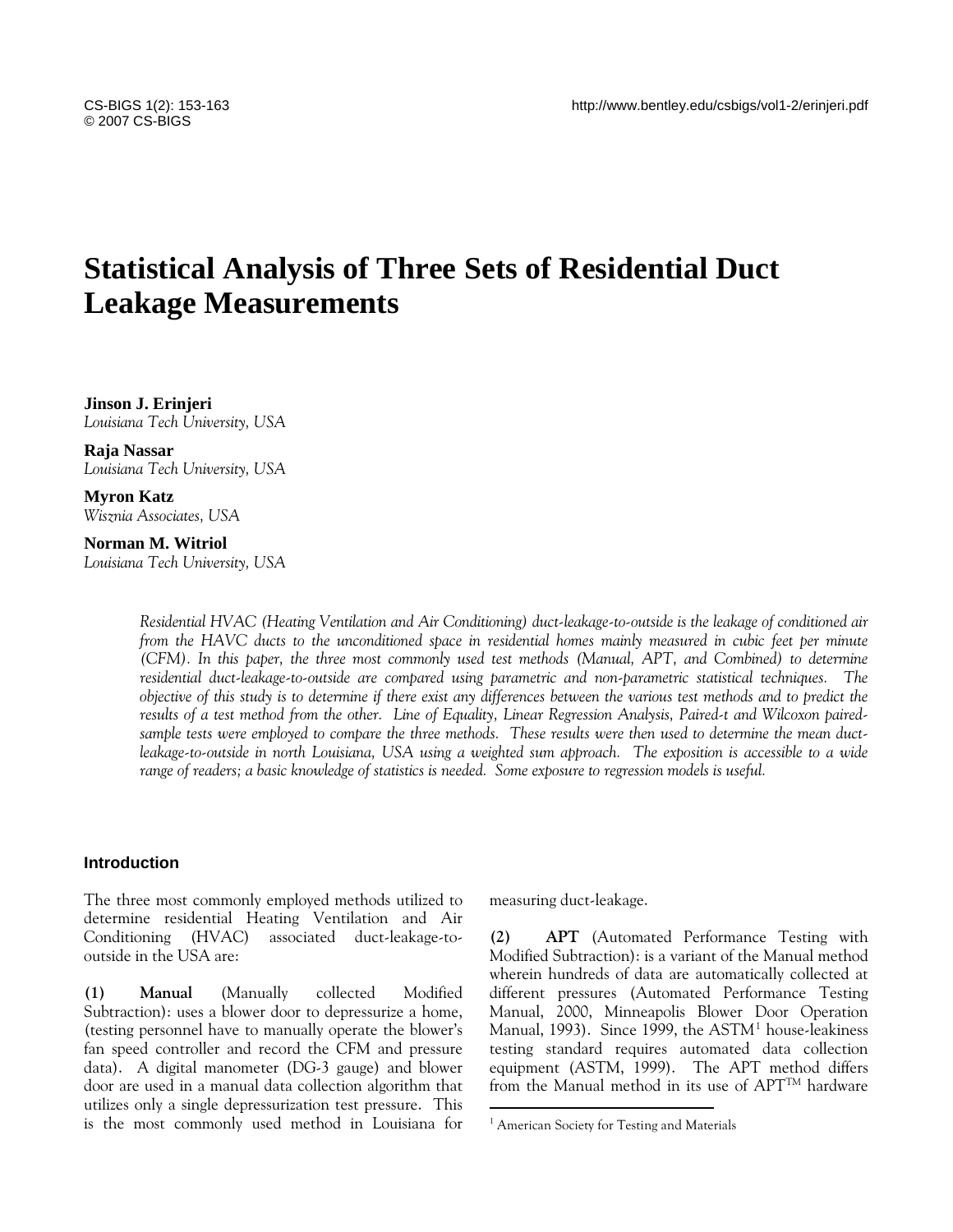# Statistical Analysis of Three Sets of Residential Duct Leakage Measurements

**Jinson J. Erinjeri**
*Louisiana Tech University, USA*

**Raja Nassar**
*Louisiana Tech University, USA*

**Myron Katz**
*Wisznia Associates, USA*

**Norman M. Witriol**
*Louisiana Tech University, USA*

*Residential HVAC (Heating Ventilation and Air Conditioning) duct-leakage-to-outside is the leakage of conditioned air from the HAVC ducts to the unconditioned space in residential homes mainly measured in cubic feet per minute (CFM). In this paper, the three most commonly used test methods (Manual, APT, and Combined) to determine residential duct-leakage-to-outside are compared using parametric and non-parametric statistical techniques. The objective of this study is to determine if there exist any differences between the various test methods and to predict the results of a test method from the other. Line of Equality, Linear Regression Analysis, Paired-t and Wilcoxon paired-sample tests were employed to compare the three methods. These results were then used to determine the mean duct-leakage-to-outside in north Louisiana, USA using a weighted sum approach. The exposition is accessible to a wide range of readers; a basic knowledge of statistics is needed. Some exposure to regression models is useful.*

## Introduction

The three most commonly employed methods utilized to determine residential Heating Ventilation and Air Conditioning (HVAC) associated duct-leakage-to-outside in the USA are:

**(1) Manual** (Manually collected Modified Subtraction): uses a blower door to depressurize a home, (testing personnel have to manually operate the blower's fan speed controller and record the CFM and pressure data). A digital manometer (DG-3 gauge) and blower door are used in a manual data collection algorithm that utilizes only a single depressurization test pressure. This is the most commonly used method in Louisiana for measuring duct-leakage.

**(2) APT** (Automated Performance Testing with Modified Subtraction): is a variant of the Manual method wherein hundreds of data are automatically collected at different pressures (Automated Performance Testing Manual, 2000, Minneapolis Blower Door Operation Manual, 1993). Since 1999, the ASTM[1] house-leakiness testing standard requires automated data collection equipment (ASTM, 1999). The APT method differs from the Manual method in its use of APT™ hardware

[1] American Society for Testing and Materials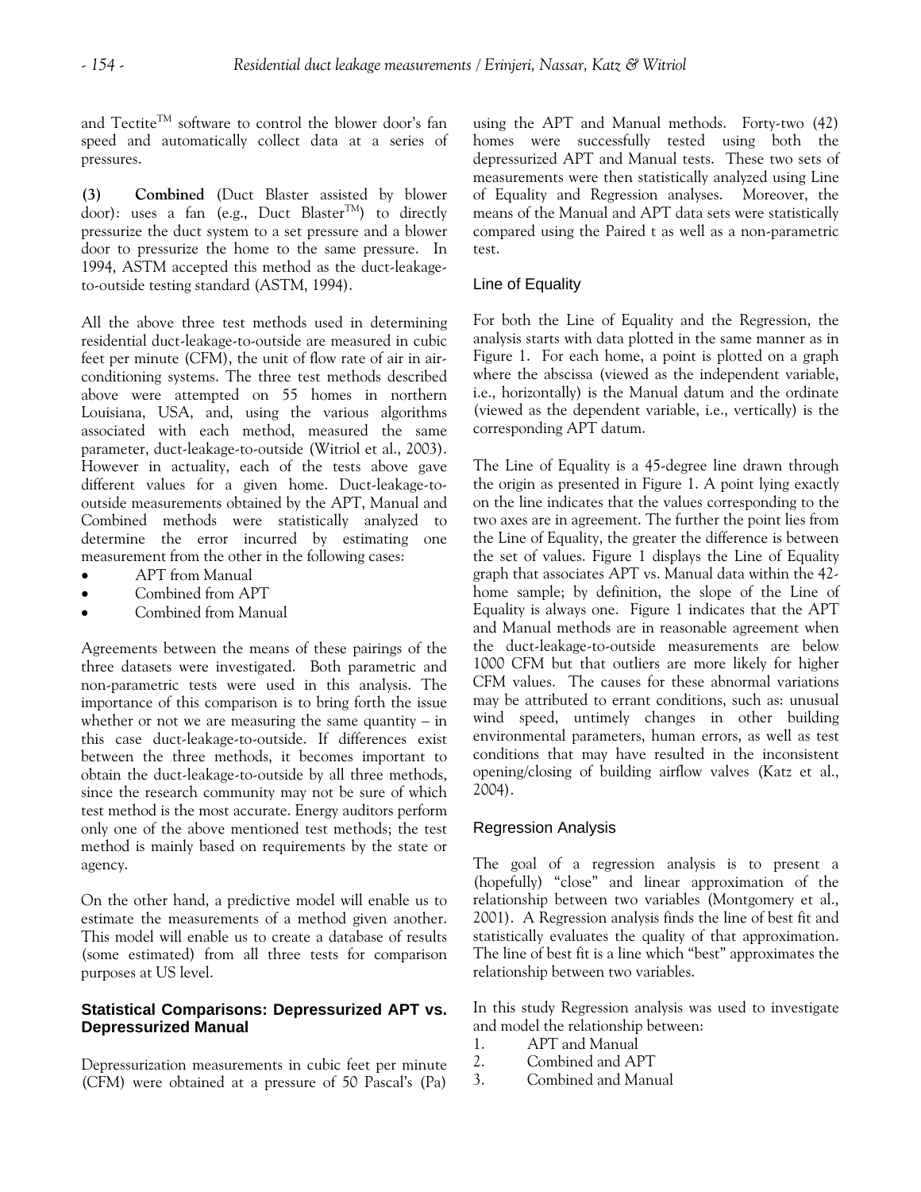and Tectite™ software to control the blower door's fan speed and automatically collect data at a series of pressures.

**(3) Combined** (Duct Blaster assisted by blower door): uses a fan (e.g., Duct Blaster™) to directly pressurize the duct system to a set pressure and a blower door to pressurize the home to the same pressure. In 1994, ASTM accepted this method as the duct-leakage-to-outside testing standard (ASTM, 1994).

All the above three test methods used in determining residential duct-leakage-to-outside are measured in cubic feet per minute (CFM), the unit of flow rate of air in air-conditioning systems. The three test methods described above were attempted on 55 homes in northern Louisiana, USA, and, using the various algorithms associated with each method, measured the same parameter, duct-leakage-to-outside (Witriol et al., 2003). However in actuality, each of the tests above gave different values for a given home. Duct-leakage-to-outside measurements obtained by the APT, Manual and Combined methods were statistically analyzed to determine the error incurred by estimating one measurement from the other in the following cases:

- APT from Manual
- Combined from APT
- Combined from Manual

Agreements between the means of these pairings of the three datasets were investigated. Both parametric and non-parametric tests were used in this analysis. The importance of this comparison is to bring forth the issue whether or not we are measuring the same quantity – in this case duct-leakage-to-outside. If differences exist between the three methods, it becomes important to obtain the duct-leakage-to-outside by all three methods, since the research community may not be sure of which test method is the most accurate. Energy auditors perform only one of the above mentioned test methods; the test method is mainly based on requirements by the state or agency.

On the other hand, a predictive model will enable us to estimate the measurements of a method given another. This model will enable us to create a database of results (some estimated) from all three tests for comparison purposes at US level.

## Statistical Comparisons: Depressurized APT vs. Depressurized Manual

Depressurization measurements in cubic feet per minute (CFM) were obtained at a pressure of 50 Pascal's (Pa) using the APT and Manual methods. Forty-two (42) homes were successfully tested using both the depressurized APT and Manual tests. These two sets of measurements were then statistically analyzed using Line of Equality and Regression analyses. Moreover, the means of the Manual and APT data sets were statistically compared using the Paired t as well as a non-parametric test.

### Line of Equality

For both the Line of Equality and the Regression, the analysis starts with data plotted in the same manner as in Figure 1. For each home, a point is plotted on a graph where the abscissa (viewed as the independent variable, i.e., horizontally) is the Manual datum and the ordinate (viewed as the dependent variable, i.e., vertically) is the corresponding APT datum.

The Line of Equality is a 45-degree line drawn through the origin as presented in Figure 1. A point lying exactly on the line indicates that the values corresponding to the two axes are in agreement. The further the point lies from the Line of Equality, the greater the difference is between the set of values. Figure 1 displays the Line of Equality graph that associates APT vs. Manual data within the 42-home sample; by definition, the slope of the Line of Equality is always one. Figure 1 indicates that the APT and Manual methods are in reasonable agreement when the duct-leakage-to-outside measurements are below 1000 CFM but that outliers are more likely for higher CFM values. The causes for these abnormal variations may be attributed to errant conditions, such as: unusual wind speed, untimely changes in other building environmental parameters, human errors, as well as test conditions that may have resulted in the inconsistent opening/closing of building airflow valves (Katz et al., 2004).

### Regression Analysis

The goal of a regression analysis is to present a (hopefully) "close" and linear approximation of the relationship between two variables (Montgomery et al., 2001). A Regression analysis finds the line of best fit and statistically evaluates the quality of that approximation. The line of best fit is a line which "best" approximates the relationship between two variables.

In this study Regression analysis was used to investigate and model the relationship between:

1. APT and Manual
2. Combined and APT
3. Combined and Manual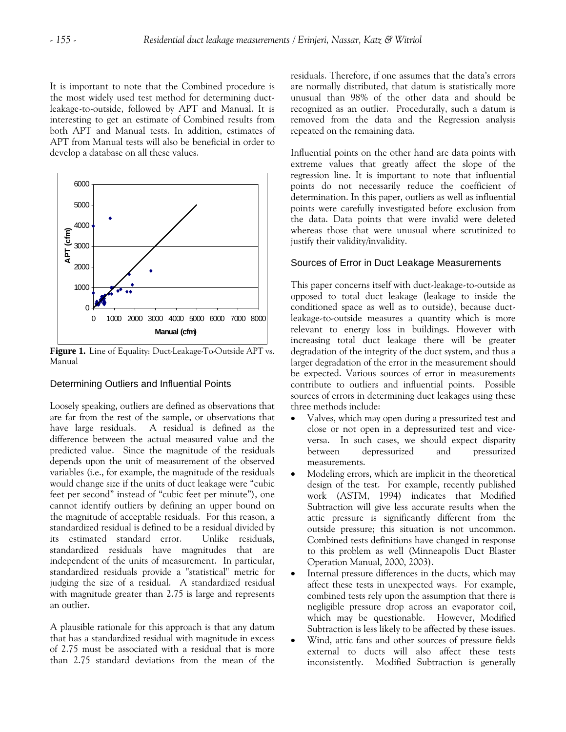It is important to note that the Combined procedure is the most widely used test method for determining duct-leakage-to-outside, followed by APT and Manual. It is interesting to get an estimate of Combined results from both APT and Manual tests. In addition, estimates of APT from Manual tests will also be beneficial in order to develop a database on all these values.

**Figure 1.** Line of Equality: Duct-Leakage-To-Outside APT vs. Manual

### Determining Outliers and Influential Points

Loosely speaking, outliers are defined as observations that are far from the rest of the sample, or observations that have large residuals. A residual is defined as the difference between the actual measured value and the predicted value. Since the magnitude of the residuals depends upon the unit of measurement of the observed variables (i.e., for example, the magnitude of the residuals would change size if the units of duct leakage were "cubic feet per second" instead of "cubic feet per minute"), one cannot identify outliers by defining an upper bound on the magnitude of acceptable residuals. For this reason, a standardized residual is defined to be a residual divided by its estimated standard error. Unlike residuals, standardized residuals have magnitudes that are independent of the units of measurement. In particular, standardized residuals provide a "statistical" metric for judging the size of a residual. A standardized residual with magnitude greater than 2.75 is large and represents an outlier.

A plausible rationale for this approach is that any datum that has a standardized residual with magnitude in excess of 2.75 must be associated with a residual that is more than 2.75 standard deviations from the mean of the residuals. Therefore, if one assumes that the data's errors are normally distributed, that datum is statistically more unusual than 98% of the other data and should be recognized as an outlier. Procedurally, such a datum is removed from the data and the Regression analysis repeated on the remaining data.

Influential points on the other hand are data points with extreme values that greatly affect the slope of the regression line. It is important to note that influential points do not necessarily reduce the coefficient of determination. In this paper, outliers as well as influential points were carefully investigated before exclusion from the data. Data points that were invalid were deleted whereas those that were unusual where scrutinized to justify their validity/invalidity.

### Sources of Error in Duct Leakage Measurements

This paper concerns itself with duct-leakage-to-outside as opposed to total duct leakage (leakage to inside the conditioned space as well as to outside), because duct-leakage-to-outside measures a quantity which is more relevant to energy loss in buildings. However with increasing total duct leakage there will be greater degradation of the integrity of the duct system, and thus a larger degradation of the error in the measurement should be expected. Various sources of error in measurements contribute to outliers and influential points. Possible sources of errors in determining duct leakages using these three methods include:

- Valves, which may open during a pressurized test and close or not open in a depressurized test and vice-versa. In such cases, we should expect disparity between depressurized and pressurized measurements.
- Modeling errors, which are implicit in the theoretical design of the test. For example, recently published work (ASTM, 1994) indicates that Modified Subtraction will give less accurate results when the attic pressure is significantly different from the outside pressure; this situation is not uncommon. Combined tests definitions have changed in response to this problem as well (Minneapolis Duct Blaster Operation Manual, 2000, 2003).
- Internal pressure differences in the ducts, which may affect these tests in unexpected ways. For example, combined tests rely upon the assumption that there is negligible pressure drop across an evaporator coil, which may be questionable. However, Modified Subtraction is less likely to be affected by these issues.
- Wind, attic fans and other sources of pressure fields external to ducts will also affect these tests inconsistently. Modified Subtraction is generally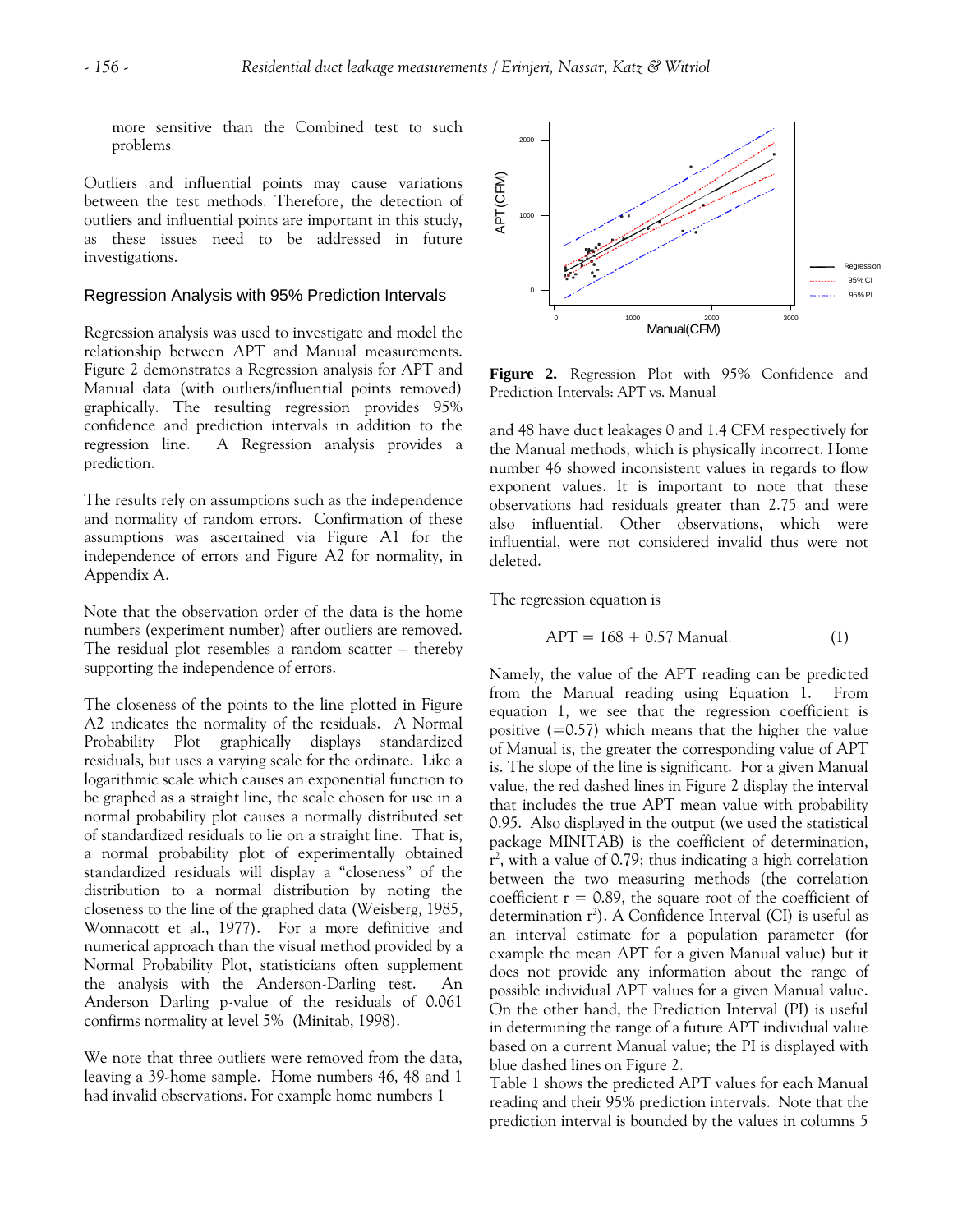more sensitive than the Combined test to such problems.

Outliers and influential points may cause variations between the test methods. Therefore, the detection of outliers and influential points are important in this study, as these issues need to be addressed in future investigations.

## Regression Analysis with 95% Prediction Intervals

Regression analysis was used to investigate and model the relationship between APT and Manual measurements. Figure 2 demonstrates a Regression analysis for APT and Manual data (with outliers/influential points removed) graphically. The resulting regression provides 95% confidence and prediction intervals in addition to the regression line. A Regression analysis provides a prediction.

The results rely on assumptions such as the independence and normality of random errors. Confirmation of these assumptions was ascertained via Figure A1 for the independence of errors and Figure A2 for normality, in Appendix A.

Note that the observation order of the data is the home numbers (experiment number) after outliers are removed. The residual plot resembles a random scatter – thereby supporting the independence of errors.

The closeness of the points to the line plotted in Figure A2 indicates the normality of the residuals. A Normal Probability Plot graphically displays standardized residuals, but uses a varying scale for the ordinate. Like a logarithmic scale which causes an exponential function to be graphed as a straight line, the scale chosen for use in a normal probability plot causes a normally distributed set of standardized residuals to lie on a straight line. That is, a normal probability plot of experimentally obtained standardized residuals will display a "closeness" of the distribution to a normal distribution by noting the closeness to the line of the graphed data (Weisberg, 1985, Wonnacott et al., 1977). For a more definitive and numerical approach than the visual method provided by a Normal Probability Plot, statisticians often supplement the analysis with the Anderson-Darling test. An Anderson Darling p-value of the residuals of 0.061 confirms normality at level 5% (Minitab, 1998).

We note that three outliers were removed from the data, leaving a 39-home sample. Home numbers 46, 48 and 1 had invalid observations. For example home numbers 1 and 48 have duct leakages 0 and 1.4 CFM respectively for the Manual methods, which is physically incorrect. Home number 46 showed inconsistent values in regards to flow exponent values. It is important to note that these observations had residuals greater than 2.75 and were also influential. Other observations, which were influential, were not considered invalid thus were not deleted.

**Figure 2.** Regression Plot with 95% Confidence and Prediction Intervals: APT vs. Manual

The regression equation is

$$\text{APT} = 168 + 0.57\ \text{Manual}. \qquad (1)$$

Namely, the value of the APT reading can be predicted from the Manual reading using Equation 1. From equation 1, we see that the regression coefficient is positive (=0.57) which means that the higher the value of Manual is, the greater the corresponding value of APT is. The slope of the line is significant. For a given Manual value, the red dashed lines in Figure 2 display the interval that includes the true APT mean value with probability 0.95. Also displayed in the output (we used the statistical package MINITAB) is the coefficient of determination, $r^2$, with a value of 0.79; thus indicating a high correlation between the two measuring methods (the correlation coefficient $r = 0.89$, the square root of the coefficient of determination $r^2$). A Confidence Interval (CI) is useful as an interval estimate for a population parameter (for example the mean APT for a given Manual value) but it does not provide any information about the range of possible individual APT values for a given Manual value. On the other hand, the Prediction Interval (PI) is useful in determining the range of a future APT individual value based on a current Manual value; the PI is displayed with blue dashed lines on Figure 2.

Table 1 shows the predicted APT values for each Manual reading and their 95% prediction intervals. Note that the prediction interval is bounded by the values in columns 5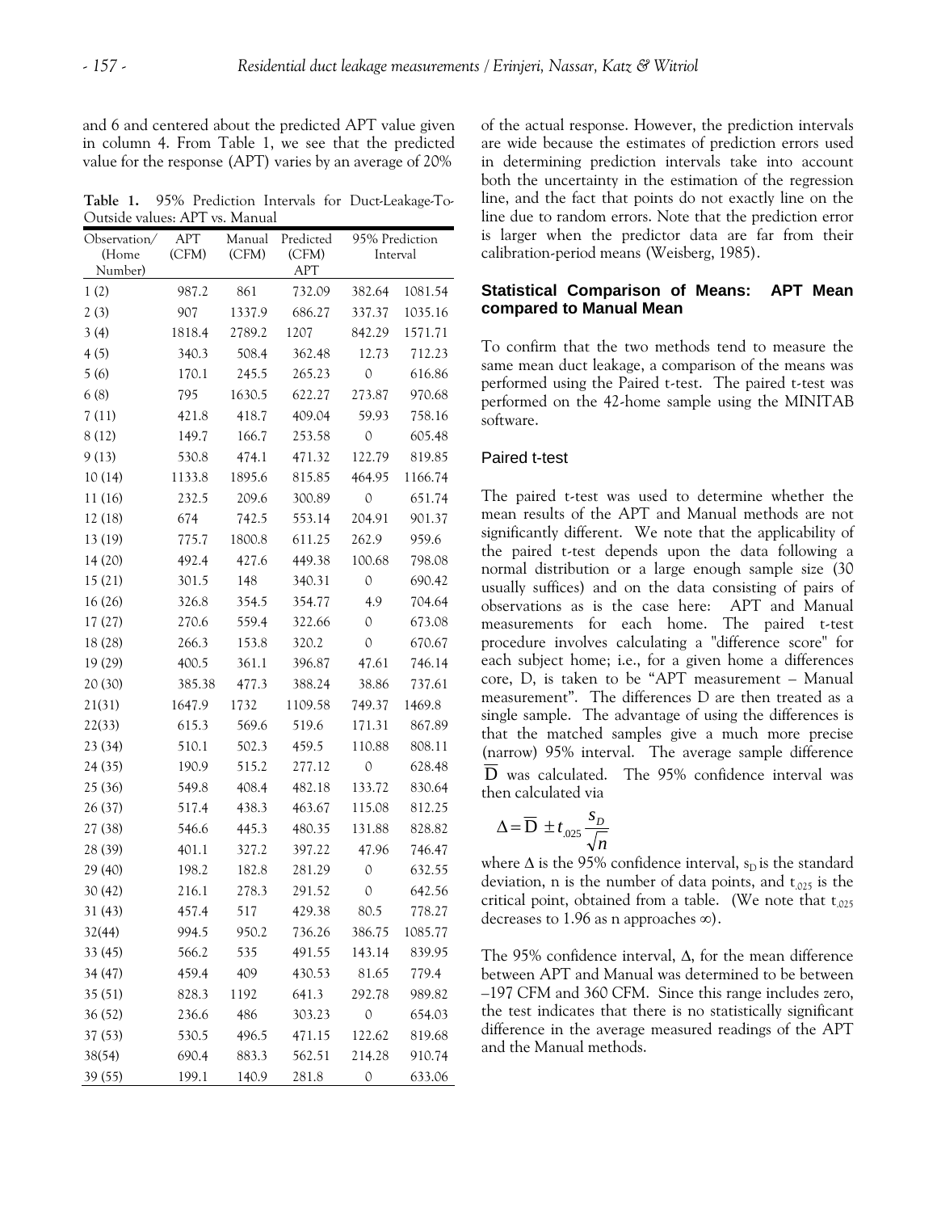and 6 and centered about the predicted APT value given in column 4. From Table 1, we see that the predicted value for the response (APT) varies by an average of 20%

**Table 1.** 95% Prediction Intervals for Duct-Leakage-To-Outside values: APT vs. Manual

| Observation/ (Home Number) | APT (CFM) | Manual (CFM) | Predicted (CFM) APT | 95% Prediction Interval | |
|---|---|---|---|---|---|
| 1 (2) | 987.2 | 861 | 732.09 | 382.64 | 1081.54 |
| 2 (3) | 907 | 1337.9 | 686.27 | 337.37 | 1035.16 |
| 3 (4) | 1818.4 | 2789.2 | 1207 | 842.29 | 1571.71 |
| 4 (5) | 340.3 | 508.4 | 362.48 | 12.73 | 712.23 |
| 5 (6) | 170.1 | 245.5 | 265.23 | 0 | 616.86 |
| 6 (8) | 795 | 1630.5 | 622.27 | 273.87 | 970.68 |
| 7 (11) | 421.8 | 418.7 | 409.04 | 59.93 | 758.16 |
| 8 (12) | 149.7 | 166.7 | 253.58 | 0 | 605.48 |
| 9 (13) | 530.8 | 474.1 | 471.32 | 122.79 | 819.85 |
| 10 (14) | 1133.8 | 1895.6 | 815.85 | 464.95 | 1166.74 |
| 11 (16) | 232.5 | 209.6 | 300.89 | 0 | 651.74 |
| 12 (18) | 674 | 742.5 | 553.14 | 204.91 | 901.37 |
| 13 (19) | 775.7 | 1800.8 | 611.25 | 262.9 | 959.6 |
| 14 (20) | 492.4 | 427.6 | 449.38 | 100.68 | 798.08 |
| 15 (21) | 301.5 | 148 | 340.31 | 0 | 690.42 |
| 16 (26) | 326.8 | 354.5 | 354.77 | 4.9 | 704.64 |
| 17 (27) | 270.6 | 559.4 | 322.66 | 0 | 673.08 |
| 18 (28) | 266.3 | 153.8 | 320.2 | 0 | 670.67 |
| 19 (29) | 400.5 | 361.1 | 396.87 | 47.61 | 746.14 |
| 20 (30) | 385.38 | 477.3 | 388.24 | 38.86 | 737.61 |
| 21(31) | 1647.9 | 1732 | 1109.58 | 749.37 | 1469.8 |
| 22(33) | 615.3 | 569.6 | 519.6 | 171.31 | 867.89 |
| 23 (34) | 510.1 | 502.3 | 459.5 | 110.88 | 808.11 |
| 24 (35) | 190.9 | 515.2 | 277.12 | 0 | 628.48 |
| 25 (36) | 549.8 | 408.4 | 482.18 | 133.72 | 830.64 |
| 26 (37) | 517.4 | 438.3 | 463.67 | 115.08 | 812.25 |
| 27 (38) | 546.6 | 445.3 | 480.35 | 131.88 | 828.82 |
| 28 (39) | 401.1 | 327.2 | 397.22 | 47.96 | 746.47 |
| 29 (40) | 198.2 | 182.8 | 281.29 | 0 | 632.55 |
| 30 (42) | 216.1 | 278.3 | 291.52 | 0 | 642.56 |
| 31 (43) | 457.4 | 517 | 429.38 | 80.5 | 778.27 |
| 32(44) | 994.5 | 950.2 | 736.26 | 386.75 | 1085.77 |
| 33 (45) | 566.2 | 535 | 491.55 | 143.14 | 839.95 |
| 34 (47) | 459.4 | 409 | 430.53 | 81.65 | 779.4 |
| 35 (51) | 828.3 | 1192 | 641.3 | 292.78 | 989.82 |
| 36 (52) | 236.6 | 486 | 303.23 | 0 | 654.03 |
| 37 (53) | 530.5 | 496.5 | 471.15 | 122.62 | 819.68 |
| 38(54) | 690.4 | 883.3 | 562.51 | 214.28 | 910.74 |
| 39 (55) | 199.1 | 140.9 | 281.8 | 0 | 633.06 |

of the actual response. However, the prediction intervals are wide because the estimates of prediction errors used in determining prediction intervals take into account both the uncertainty in the estimation of the regression line, and the fact that points do not exactly line on the line due to random errors. Note that the prediction error is larger when the predictor data are far from their calibration-period means (Weisberg, 1985).

### Statistical Comparison of Means: APT Mean compared to Manual Mean

To confirm that the two methods tend to measure the same mean duct leakage, a comparison of the means was performed using the Paired t-test. The paired t-test was performed on the 42-home sample using the MINITAB software.

#### Paired t-test

The paired t-test was used to determine whether the mean results of the APT and Manual methods are not significantly different. We note that the applicability of the paired t-test depends upon the data following a normal distribution or a large enough sample size (30 usually suffices) and on the data consisting of pairs of observations as is the case here: APT and Manual measurements for each home. The paired t-test procedure involves calculating a "difference score" for each subject home; i.e., for a given home a differences core, D, is taken to be "APT measurement – Manual measurement". The differences D are then treated as a single sample. The advantage of using the differences is that the matched samples give a much more precise (narrow) 95% interval. The average sample difference $\overline{D}$ was calculated. The 95% confidence interval was then calculated via

$$\Delta = \overline{D} \pm t_{.025} \frac{s_D}{\sqrt{n}}$$

where $\Delta$ is the 95% confidence interval, $s_D$ is the standard deviation, n is the number of data points, and $t_{.025}$ is the critical point, obtained from a table. (We note that $t_{.025}$ decreases to 1.96 as n approaches $\infty$).

The 95% confidence interval, $\Delta$, for the mean difference between APT and Manual was determined to be between –197 CFM and 360 CFM. Since this range includes zero, the test indicates that there is no statistically significant difference in the average measured readings of the APT and the Manual methods.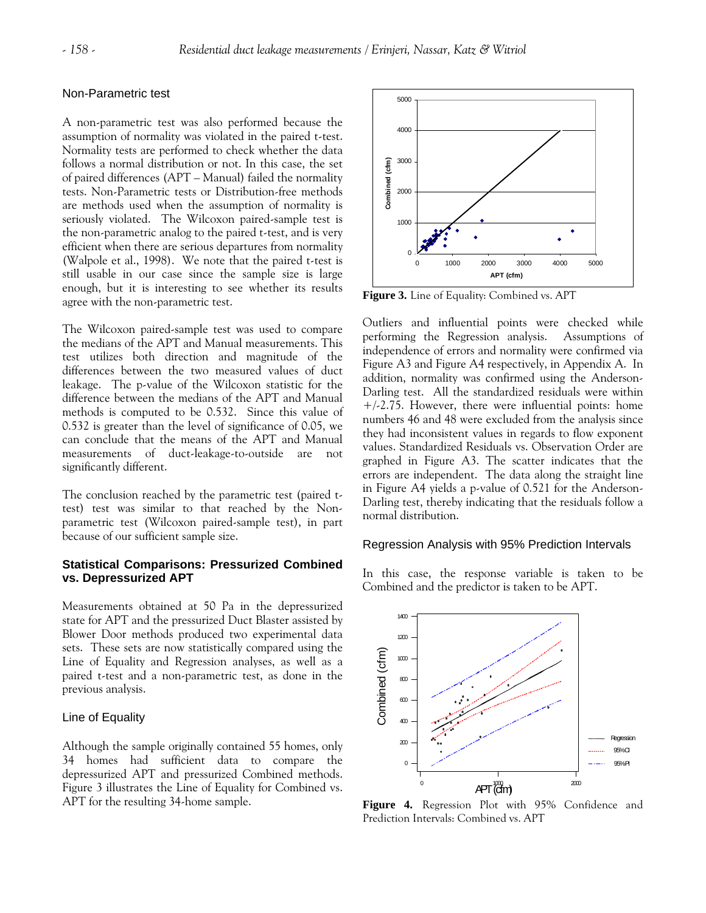### Non-Parametric test

A non-parametric test was also performed because the assumption of normality was violated in the paired t-test. Normality tests are performed to check whether the data follows a normal distribution or not. In this case, the set of paired differences (APT – Manual) failed the normality tests. Non-Parametric tests or Distribution-free methods are methods used when the assumption of normality is seriously violated. The Wilcoxon paired-sample test is the non-parametric analog to the paired t-test, and is very efficient when there are serious departures from normality (Walpole et al., 1998). We note that the paired t-test is still usable in our case since the sample size is large enough, but it is interesting to see whether its results agree with the non-parametric test.

The Wilcoxon paired-sample test was used to compare the medians of the APT and Manual measurements. This test utilizes both direction and magnitude of the differences between the two measured values of duct leakage. The p-value of the Wilcoxon statistic for the difference between the medians of the APT and Manual methods is computed to be 0.532. Since this value of 0.532 is greater than the level of significance of 0.05, we can conclude that the means of the APT and Manual measurements of duct-leakage-to-outside are not significantly different.

The conclusion reached by the parametric test (paired t-test) test was similar to that reached by the Non-parametric test (Wilcoxon paired-sample test), in part because of our sufficient sample size.

## Statistical Comparisons: Pressurized Combined vs. Depressurized APT

Measurements obtained at 50 Pa in the depressurized state for APT and the pressurized Duct Blaster assisted by Blower Door methods produced two experimental data sets. These sets are now statistically compared using the Line of Equality and Regression analyses, as well as a paired t-test and a non-parametric test, as done in the previous analysis.

### Line of Equality

Although the sample originally contained 55 homes, only 34 homes had sufficient data to compare the depressurized APT and pressurized Combined methods. Figure 3 illustrates the Line of Equality for Combined vs. APT for the resulting 34-home sample.

**Figure 3.** Line of Equality: Combined vs. APT

Outliers and influential points were checked while performing the Regression analysis. Assumptions of independence of errors and normality were confirmed via Figure A3 and Figure A4 respectively, in Appendix A. In addition, normality was confirmed using the Anderson-Darling test. All the standardized residuals were within +/-2.75. However, there were influential points: home numbers 46 and 48 were excluded from the analysis since they had inconsistent values in regards to flow exponent values. Standardized Residuals vs. Observation Order are graphed in Figure A3. The scatter indicates that the errors are independent. The data along the straight line in Figure A4 yields a p-value of 0.521 for the Anderson-Darling test, thereby indicating that the residuals follow a normal distribution.

### Regression Analysis with 95% Prediction Intervals

In this case, the response variable is taken to be Combined and the predictor is taken to be APT.

**Figure 4.** Regression Plot with 95% Confidence and Prediction Intervals: Combined vs. APT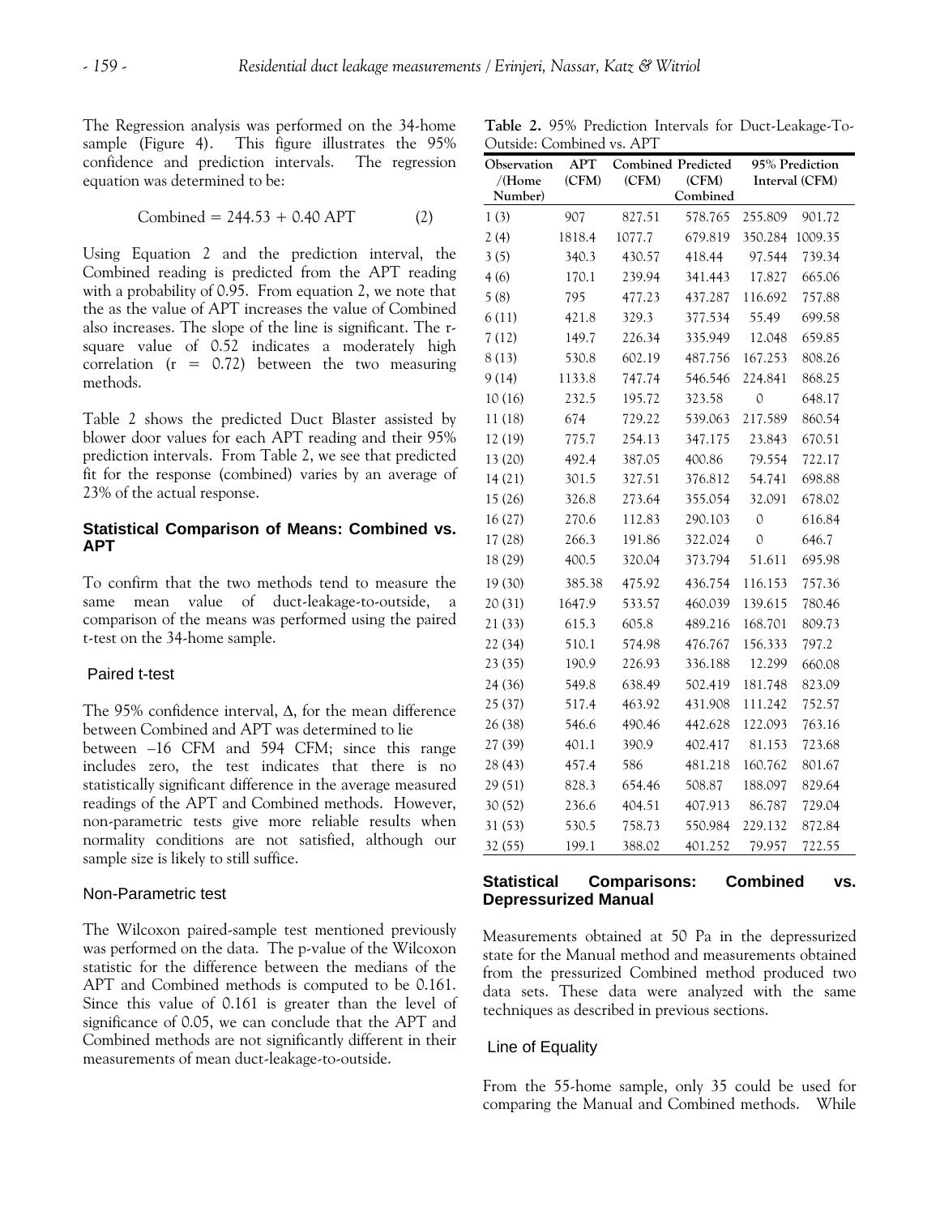The Regression analysis was performed on the 34-home sample (Figure 4). This figure illustrates the 95% confidence and prediction intervals. The regression equation was determined to be:

$$\text{Combined} = 244.53 + 0.40\ \text{APT} \qquad (2)$$

Using Equation 2 and the prediction interval, the Combined reading is predicted from the APT reading with a probability of 0.95. From equation 2, we note that the as the value of APT increases the value of Combined also increases. The slope of the line is significant. The r-square value of 0.52 indicates a moderately high correlation ($r = 0.72$) between the two measuring methods.

Table 2 shows the predicted Duct Blaster assisted by blower door values for each APT reading and their 95% prediction intervals. From Table 2, we see that predicted fit for the response (combined) varies by an average of 23% of the actual response.

### Statistical Comparison of Means: Combined vs. APT

To confirm that the two methods tend to measure the same mean value of duct-leakage-to-outside, a comparison of the means was performed using the paired t-test on the 34-home sample.

#### Paired t-test

The 95% confidence interval, Δ, for the mean difference between Combined and APT was determined to lie between –16 CFM and 594 CFM; since this range includes zero, the test indicates that there is no statistically significant difference in the average measured readings of the APT and Combined methods. However, non-parametric tests give more reliable results when normality conditions are not satisfied, although our sample size is likely to still suffice.

#### Non-Parametric test

The Wilcoxon paired-sample test mentioned previously was performed on the data. The p-value of the Wilcoxon statistic for the difference between the medians of the APT and Combined methods is computed to be 0.161. Since this value of 0.161 is greater than the level of significance of 0.05, we can conclude that the APT and Combined methods are not significantly different in their measurements of mean duct-leakage-to-outside.

**Table 2.** 95% Prediction Intervals for Duct-Leakage-To-Outside: Combined vs. APT

| Observation /(Home Number) | APT (CFM) | Combined (CFM) | Predicted (CFM) Combined | 95% Prediction Interval (CFM) | |
|---|---|---|---|---|---|
| 1 (3) | 907 | 827.51 | 578.765 | 255.809 | 901.72 |
| 2 (4) | 1818.4 | 1077.7 | 679.819 | 350.284 | 1009.35 |
| 3 (5) | 340.3 | 430.57 | 418.44 | 97.544 | 739.34 |
| 4 (6) | 170.1 | 239.94 | 341.443 | 17.827 | 665.06 |
| 5 (8) | 795 | 477.23 | 437.287 | 116.692 | 757.88 |
| 6 (11) | 421.8 | 329.3 | 377.534 | 55.49 | 699.58 |
| 7 (12) | 149.7 | 226.34 | 335.949 | 12.048 | 659.85 |
| 8 (13) | 530.8 | 602.19 | 487.756 | 167.253 | 808.26 |
| 9 (14) | 1133.8 | 747.74 | 546.546 | 224.841 | 868.25 |
| 10 (16) | 232.5 | 195.72 | 323.58 | 0 | 648.17 |
| 11 (18) | 674 | 729.22 | 539.063 | 217.589 | 860.54 |
| 12 (19) | 775.7 | 254.13 | 347.175 | 23.843 | 670.51 |
| 13 (20) | 492.4 | 387.05 | 400.86 | 79.554 | 722.17 |
| 14 (21) | 301.5 | 327.51 | 376.812 | 54.741 | 698.88 |
| 15 (26) | 326.8 | 273.64 | 355.054 | 32.091 | 678.02 |
| 16 (27) | 270.6 | 112.83 | 290.103 | 0 | 616.84 |
| 17 (28) | 266.3 | 191.86 | 322.024 | 0 | 646.7 |
| 18 (29) | 400.5 | 320.04 | 373.794 | 51.611 | 695.98 |
| 19 (30) | 385.38 | 475.92 | 436.754 | 116.153 | 757.36 |
| 20 (31) | 1647.9 | 533.57 | 460.039 | 139.615 | 780.46 |
| 21 (33) | 615.3 | 605.8 | 489.216 | 168.701 | 809.73 |
| 22 (34) | 510.1 | 574.98 | 476.767 | 156.333 | 797.2 |
| 23 (35) | 190.9 | 226.93 | 336.188 | 12.299 | 660.08 |
| 24 (36) | 549.8 | 638.49 | 502.419 | 181.748 | 823.09 |
| 25 (37) | 517.4 | 463.92 | 431.908 | 111.242 | 752.57 |
| 26 (38) | 546.6 | 490.46 | 442.628 | 122.093 | 763.16 |
| 27 (39) | 401.1 | 390.9 | 402.417 | 81.153 | 723.68 |
| 28 (43) | 457.4 | 586 | 481.218 | 160.762 | 801.67 |
| 29 (51) | 828.3 | 654.46 | 508.87 | 188.097 | 829.64 |
| 30 (52) | 236.6 | 404.51 | 407.913 | 86.787 | 729.04 |
| 31 (53) | 530.5 | 758.73 | 550.984 | 229.132 | 872.84 |
| 32 (55) | 199.1 | 388.02 | 401.252 | 79.957 | 722.55 |

### Statistical Comparisons: Combined vs. Depressurized Manual

Measurements obtained at 50 Pa in the depressurized state for the Manual method and measurements obtained from the pressurized Combined method produced two data sets. These data were analyzed with the same techniques as described in previous sections.

#### Line of Equality

From the 55-home sample, only 35 could be used for comparing the Manual and Combined methods. While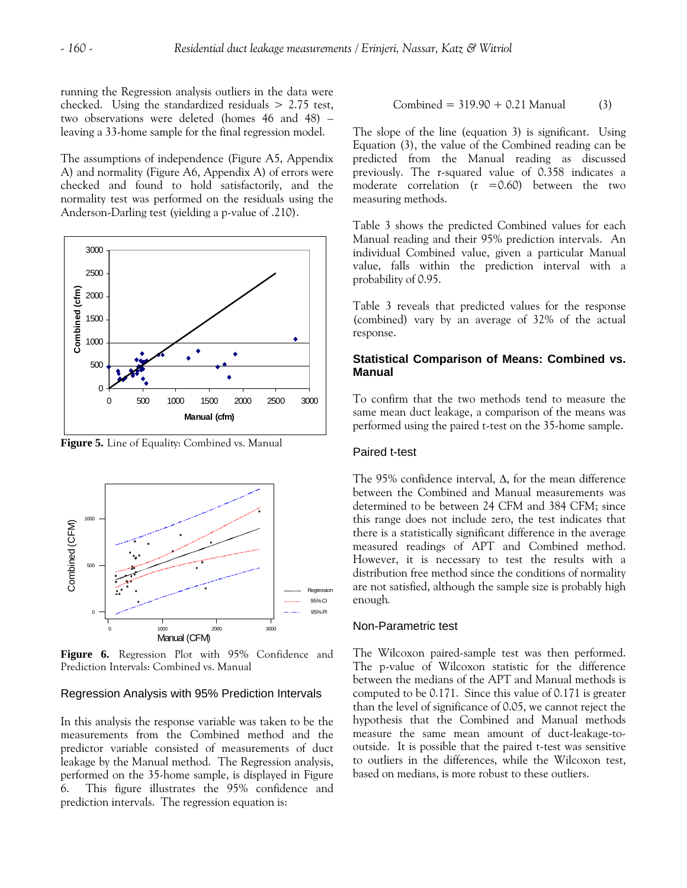running the Regression analysis outliers in the data were checked. Using the standardized residuals > 2.75 test, two observations were deleted (homes 46 and 48) – leaving a 33-home sample for the final regression model.

The assumptions of independence (Figure A5, Appendix A) and normality (Figure A6, Appendix A) of errors were checked and found to hold satisfactorily, and the normality test was performed on the residuals using the Anderson-Darling test (yielding a p-value of .210).

**Figure 5.** Line of Equality: Combined vs. Manual

**Figure 6.** Regression Plot with 95% Confidence and Prediction Intervals: Combined vs. Manual

### Regression Analysis with 95% Prediction Intervals

In this analysis the response variable was taken to be the measurements from the Combined method and the predictor variable consisted of measurements of duct leakage by the Manual method. The Regression analysis, performed on the 35-home sample, is displayed in Figure 6. This figure illustrates the 95% confidence and prediction intervals. The regression equation is:

$$\text{Combined} = 319.90 + 0.21 \text{ Manual} \qquad (3)$$

The slope of the line (equation 3) is significant. Using Equation (3), the value of the Combined reading can be predicted from the Manual reading as discussed previously. The r-squared value of 0.358 indicates a moderate correlation ($r = 0.60$) between the two measuring methods.

Table 3 shows the predicted Combined values for each Manual reading and their 95% prediction intervals. An individual Combined value, given a particular Manual value, falls within the prediction interval with a probability of 0.95.

Table 3 reveals that predicted values for the response (combined) vary by an average of 32% of the actual response.

## Statistical Comparison of Means: Combined vs. Manual

To confirm that the two methods tend to measure the same mean duct leakage, a comparison of the means was performed using the paired t-test on the 35-home sample.

### Paired t-test

The 95% confidence interval, $\Delta$, for the mean difference between the Combined and Manual measurements was determined to be between 24 CFM and 384 CFM; since this range does not include zero, the test indicates that there is a statistically significant difference in the average measured readings of APT and Combined method. However, it is necessary to test the results with a distribution free method since the conditions of normality are not satisfied, although the sample size is probably high enough.

### Non-Parametric test

The Wilcoxon paired-sample test was then performed. The p-value of Wilcoxon statistic for the difference between the medians of the APT and Manual methods is computed to be 0.171. Since this value of 0.171 is greater than the level of significance of 0.05, we cannot reject the hypothesis that the Combined and Manual methods measure the same mean amount of duct-leakage-to-outside. It is possible that the paired t-test was sensitive to outliers in the differences, while the Wilcoxon test, based on medians, is more robust to these outliers.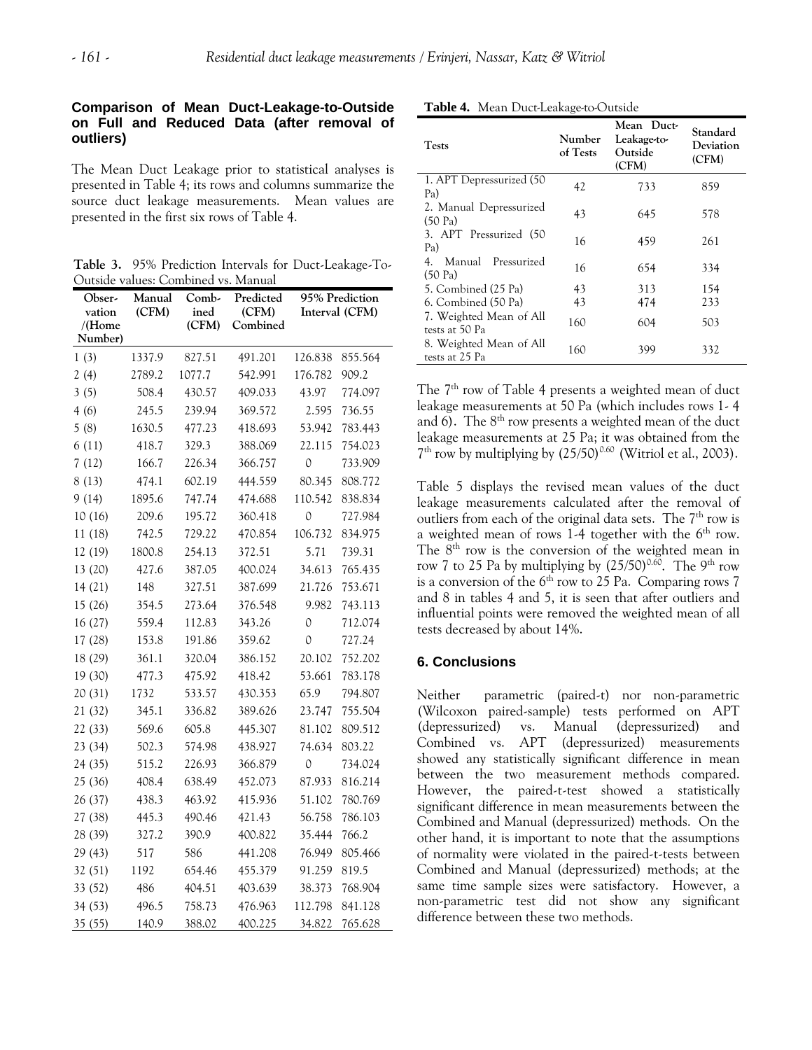### Comparison of Mean Duct-Leakage-to-Outside on Full and Reduced Data (after removal of outliers)

The Mean Duct Leakage prior to statistical analyses is presented in Table 4; its rows and columns summarize the source duct leakage measurements. Mean values are presented in the first six rows of Table 4.

**Table 3.** 95% Prediction Intervals for Duct-Leakage-To-Outside values: Combined vs. Manual

| Observation /(Home Number) | Manual (CFM) | Combined (CFM) | Predicted (CFM) Combined | 95% Prediction Interval (CFM) | |
|---|---|---|---|---|---|
| 1 (3) | 1337.9 | 827.51 | 491.201 | 126.838 | 855.564 |
| 2 (4) | 2789.2 | 1077.7 | 542.991 | 176.782 | 909.2 |
| 3 (5) | 508.4 | 430.57 | 409.033 | 43.97 | 774.097 |
| 4 (6) | 245.5 | 239.94 | 369.572 | 2.595 | 736.55 |
| 5 (8) | 1630.5 | 477.23 | 418.693 | 53.942 | 783.443 |
| 6 (11) | 418.7 | 329.3 | 388.069 | 22.115 | 754.023 |
| 7 (12) | 166.7 | 226.34 | 366.757 | 0 | 733.909 |
| 8 (13) | 474.1 | 602.19 | 444.559 | 80.345 | 808.772 |
| 9 (14) | 1895.6 | 747.74 | 474.688 | 110.542 | 838.834 |
| 10 (16) | 209.6 | 195.72 | 360.418 | 0 | 727.984 |
| 11 (18) | 742.5 | 729.22 | 470.854 | 106.732 | 834.975 |
| 12 (19) | 1800.8 | 254.13 | 372.51 | 5.71 | 739.31 |
| 13 (20) | 427.6 | 387.05 | 400.024 | 34.613 | 765.435 |
| 14 (21) | 148 | 327.51 | 387.699 | 21.726 | 753.671 |
| 15 (26) | 354.5 | 273.64 | 376.548 | 9.982 | 743.113 |
| 16 (27) | 559.4 | 112.83 | 343.26 | 0 | 712.074 |
| 17 (28) | 153.8 | 191.86 | 359.62 | 0 | 727.24 |
| 18 (29) | 361.1 | 320.04 | 386.152 | 20.102 | 752.202 |
| 19 (30) | 477.3 | 475.92 | 418.42 | 53.661 | 783.178 |
| 20 (31) | 1732 | 533.57 | 430.353 | 65.9 | 794.807 |
| 21 (32) | 345.1 | 336.82 | 389.626 | 23.747 | 755.504 |
| 22 (33) | 569.6 | 605.8 | 445.307 | 81.102 | 809.512 |
| 23 (34) | 502.3 | 574.98 | 438.927 | 74.634 | 803.22 |
| 24 (35) | 515.2 | 226.93 | 366.879 | 0 | 734.024 |
| 25 (36) | 408.4 | 638.49 | 452.073 | 87.933 | 816.214 |
| 26 (37) | 438.3 | 463.92 | 415.936 | 51.102 | 780.769 |
| 27 (38) | 445.3 | 490.46 | 421.43 | 56.758 | 786.103 |
| 28 (39) | 327.2 | 390.9 | 400.822 | 35.444 | 766.2 |
| 29 (43) | 517 | 586 | 441.208 | 76.949 | 805.466 |
| 32 (51) | 1192 | 654.46 | 455.379 | 91.259 | 819.5 |
| 33 (52) | 486 | 404.51 | 403.639 | 38.373 | 768.904 |
| 34 (53) | 496.5 | 758.73 | 476.963 | 112.798 | 841.128 |
| 35 (55) | 140.9 | 388.02 | 400.225 | 34.822 | 765.628 |

**Table 4.** Mean Duct-Leakage-to-Outside

| Tests | Number of Tests | Mean Duct-Leakage-to-Outside (CFM) | Standard Deviation (CFM) |
|---|---|---|---|
| 1. APT Depressurized (50 Pa) | 42 | 733 | 859 |
| 2. Manual Depressurized (50 Pa) | 43 | 645 | 578 |
| 3. APT Pressurized (50 Pa) | 16 | 459 | 261 |
| 4. Manual Pressurized (50 Pa) | 16 | 654 | 334 |
| 5. Combined (25 Pa) | 43 | 313 | 154 |
| 6. Combined (50 Pa) | 43 | 474 | 233 |
| 7. Weighted Mean of All tests at 50 Pa | 160 | 604 | 503 |
| 8. Weighted Mean of All tests at 25 Pa | 160 | 399 | 332 |

The 7th row of Table 4 presents a weighted mean of duct leakage measurements at 50 Pa (which includes rows 1- 4 and 6). The 8th row presents a weighted mean of the duct leakage measurements at 25 Pa; it was obtained from the 7th row by multiplying by $(25/50)^{0.60}$ (Witriol et al., 2003).

Table 5 displays the revised mean values of the duct leakage measurements calculated after the removal of outliers from each of the original data sets. The 7th row is a weighted mean of rows 1-4 together with the 6th row. The 8th row is the conversion of the weighted mean in row 7 to 25 Pa by multiplying by $(25/50)^{0.60}$. The 9th row is a conversion of the 6th row to 25 Pa. Comparing rows 7 and 8 in tables 4 and 5, it is seen that after outliers and influential points were removed the weighted mean of all tests decreased by about 14%.

## 6. Conclusions

Neither parametric (paired-t) nor non-parametric (Wilcoxon paired-sample) tests performed on APT (depressurized) vs. Manual (depressurized) and Combined vs. APT (depressurized) measurements showed any statistically significant difference in mean between the two measurement methods compared. However, the paired-t-test showed a statistically significant difference in mean measurements between the Combined and Manual (depressurized) methods. On the other hand, it is important to note that the assumptions of normality were violated in the paired-t-tests between Combined and Manual (depressurized) methods; at the same time sample sizes were satisfactory. However, a non-parametric test did not show any significant difference between these two methods.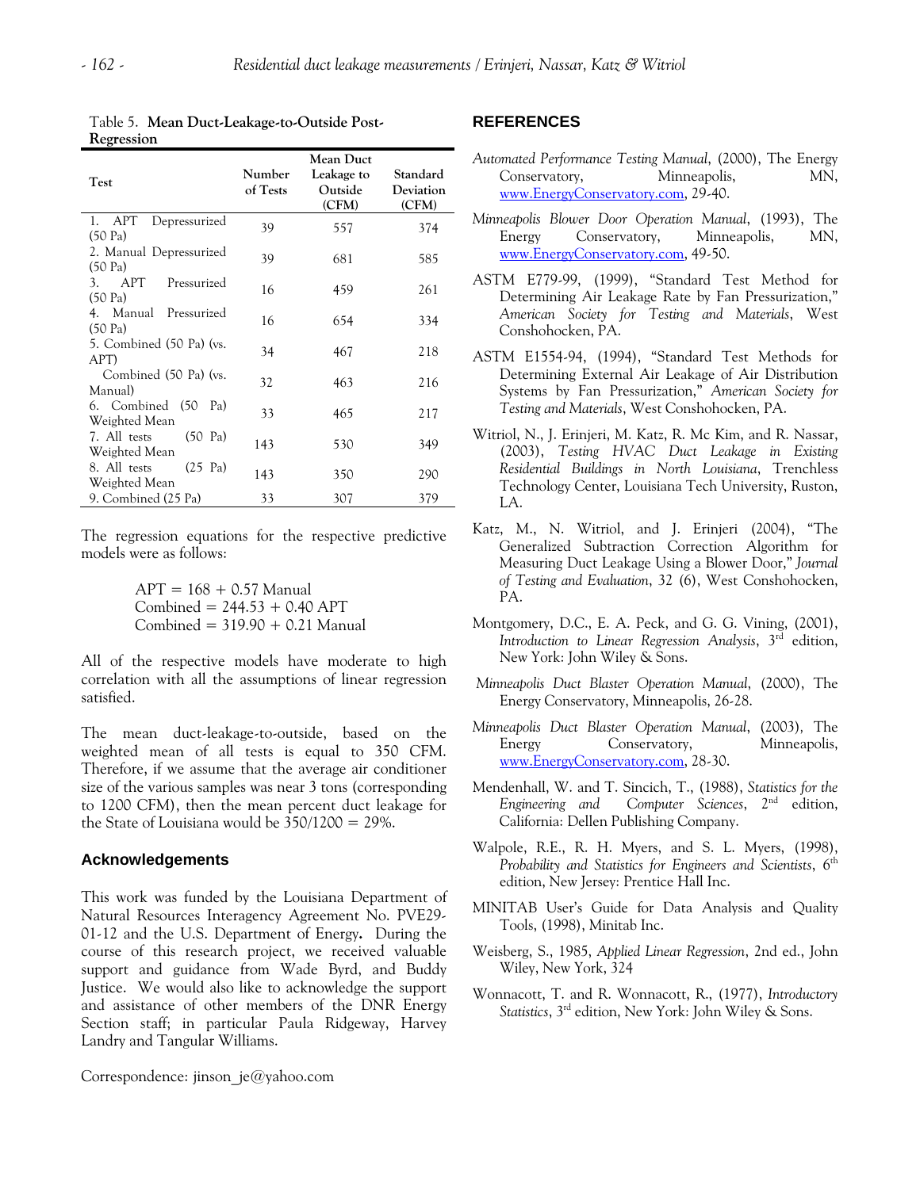Table 5. **Mean Duct-Leakage-to-Outside Post-Regression**

| Test | Number of Tests | Mean Duct Leakage to Outside (CFM) | Standard Deviation (CFM) |
|---|---|---|---|
| 1. APT Depressurized (50 Pa) | 39 | 557 | 374 |
| 2. Manual Depressurized (50 Pa) | 39 | 681 | 585 |
| 3. APT Pressurized (50 Pa) | 16 | 459 | 261 |
| 4. Manual Pressurized (50 Pa) | 16 | 654 | 334 |
| 5. Combined (50 Pa) (vs. APT) | 34 | 467 | 218 |
| Combined (50 Pa) (vs. Manual) | 32 | 463 | 216 |
| 6. Combined (50 Pa) Weighted Mean | 33 | 465 | 217 |
| 7. All tests (50 Pa) Weighted Mean | 143 | 530 | 349 |
| 8. All tests (25 Pa) Weighted Mean | 143 | 350 | 290 |
| 9. Combined (25 Pa) | 33 | 307 | 379 |

The regression equations for the respective predictive models were as follows:

$$\text{APT} = 168 + 0.57\ \text{Manual}$$
$$\text{Combined} = 244.53 + 0.40\ \text{APT}$$
$$\text{Combined} = 319.90 + 0.21\ \text{Manual}$$

All of the respective models have moderate to high correlation with all the assumptions of linear regression satisfied.

The mean duct-leakage-to-outside, based on the weighted mean of all tests is equal to 350 CFM. Therefore, if we assume that the average air conditioner size of the various samples was near 3 tons (corresponding to 1200 CFM), then the mean percent duct leakage for the State of Louisiana would be 350/1200 = 29%.

## Acknowledgements

This work was funded by the Louisiana Department of Natural Resources Interagency Agreement No. PVE29-01-12 and the U.S. Department of Energy**.** During the course of this research project, we received valuable support and guidance from Wade Byrd, and Buddy Justice. We would also like to acknowledge the support and assistance of other members of the DNR Energy Section staff; in particular Paula Ridgeway, Harvey Landry and Tangular Williams.

Correspondence: jinson_je@yahoo.com

## REFERENCES

*Automated Performance Testing Manual*, (2000), The Energy Conservatory, Minneapolis, MN, www.EnergyConservatory.com, 29-40.

*Minneapolis Blower Door Operation Manual*, (1993), The Energy Conservatory, Minneapolis, MN, www.EnergyConservatory.com, 49-50.

ASTM E779-99, (1999), "Standard Test Method for Determining Air Leakage Rate by Fan Pressurization," *American Society for Testing and Materials*, West Conshohocken, PA.

ASTM E1554-94, (1994), "Standard Test Methods for Determining External Air Leakage of Air Distribution Systems by Fan Pressurization," *American Society for Testing and Materials*, West Conshohocken, PA.

Witriol, N., J. Erinjeri, M. Katz, R. Mc Kim, and R. Nassar, (2003), *Testing HVAC Duct Leakage in Existing Residential Buildings in North Louisiana*, Trenchless Technology Center, Louisiana Tech University, Ruston, LA.

Katz, M., N. Witriol, and J. Erinjeri (2004), "The Generalized Subtraction Correction Algorithm for Measuring Duct Leakage Using a Blower Door," *Journal of Testing and Evaluation*, 32 (6), West Conshohocken, PA.

Montgomery, D.C., E. A. Peck, and G. G. Vining, (2001), *Introduction to Linear Regression Analysis*, 3rd edition, New York: John Wiley & Sons.

*Minneapolis Duct Blaster Operation Manual*, (2000), The Energy Conservatory, Minneapolis, 26-28.

*Minneapolis Duct Blaster Operation Manual*, (2003), The Energy Conservatory, Minneapolis, www.EnergyConservatory.com, 28-30.

Mendenhall, W. and T. Sincich, T., (1988), *Statistics for the Engineering and Computer Sciences*, 2nd edition, California: Dellen Publishing Company.

Walpole, R.E., R. H. Myers, and S. L. Myers, (1998), *Probability and Statistics for Engineers and Scientists*, 6th edition, New Jersey: Prentice Hall Inc.

MINITAB User's Guide for Data Analysis and Quality Tools, (1998), Minitab Inc.

Weisberg, S., 1985, *Applied Linear Regression*, 2nd ed., John Wiley, New York, 324

Wonnacott, T. and R. Wonnacott, R., (1977), *Introductory Statistics*, 3rd edition, New York: John Wiley & Sons.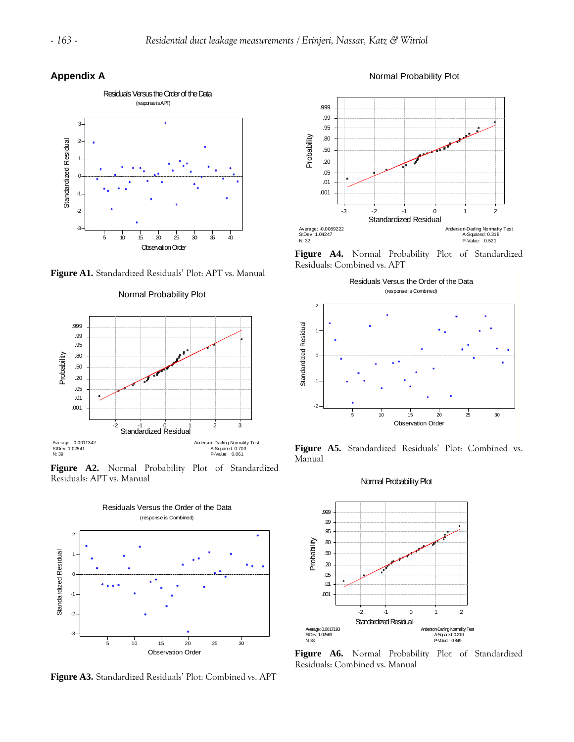## Appendix A

Residuals Versus the Order of the Data

(response is APT)

Standardized Residual

Observation Order

**Figure A1.** Standardized Residuals' Plot: APT vs. Manual

Normal Probability Plot

Probability

Standardized Residual

Average: -0.0011342
StDev: 1.02541
N: 39

Anderson-Darling Normality Test
A-Squared: 0.703
P-Value: 0.061

**Figure A2.** Normal Probability Plot of Standardized Residuals: APT vs. Manual

Residuals Versus the Order of the Data

(response is Combined)

Standardized Residual

Observation Order

**Figure A3.** Standardized Residuals' Plot: Combined vs. APT

Normal Probability Plot

Probability

Standardized Residual

Average: -0.0089222
StDev: 1.04247
N: 32

Anderson-Darling Normality Test
A-Squared: 0.318
P-Value: 0.521

**Figure A4.** Normal Probability Plot of Standardized Residuals: Combined vs. APT

Residuals Versus the Order of the Data

(response is Combined)

Standardized Residual

Observation Order

**Figure A5.** Standardized Residuals' Plot: Combined vs. Manual

Normal Probability Plot

Probability

Standardized Residual

Average: 0.0017193
StDev: 1.02563
N: 33

Anderson-Darling Normality Test
A-Squared: 0.210
P-Value: 0.849

**Figure A6.** Normal Probability Plot of Standardized Residuals: Combined vs. Manual